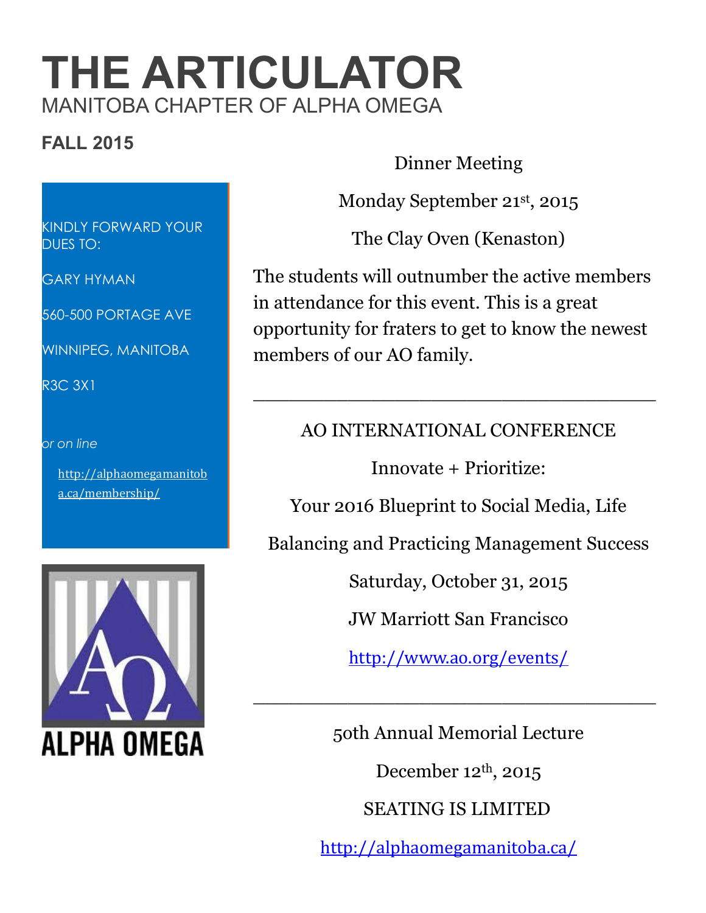# THE ARTICULATOR

MANITOBA CHAPTER OF ALPHA OMEGA

**FALL 2015**

KINDLY FORWARD YOUR DUES TO:

GARY HYMAN

560-500 PORTAGE AVE

WINNIPEG, MANITOBA

R3C 3X1

*or on line*

http://alphaomegamanitoba.ca/membership/

ALPHA OMEGA

Dinner Meeting

Monday September 21st, 2015

The Clay Oven (Kenaston)

The students will outnumber the active members in attendance for this event. This is a great opportunity for fraters to get to know the newest members of our AO family.

---

AO INTERNATIONAL CONFERENCE

Innovate + Prioritize:

Your 2016 Blueprint to Social Media, Life Balancing and Practicing Management Success

Saturday, October 31, 2015

JW Marriott San Francisco

http://www.ao.org/events/

---

50th Annual Memorial Lecture

December 12th, 2015

SEATING IS LIMITED

http://alphaomegamanitoba.ca/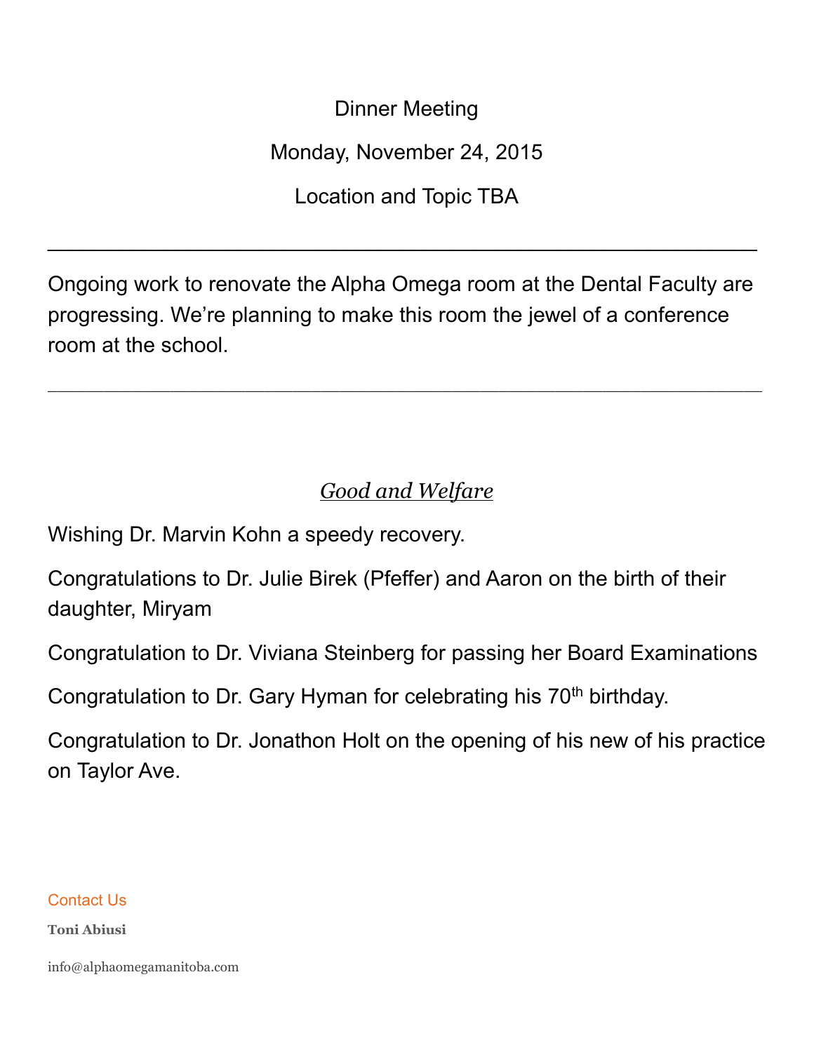Dinner Meeting

Monday, November 24, 2015

Location and Topic TBA

---

Ongoing work to renovate the Alpha Omega room at the Dental Faculty are progressing. We're planning to make this room the jewel of a conference room at the school.

---

## *Good and Welfare*

Wishing Dr. Marvin Kohn a speedy recovery.

Congratulations to Dr. Julie Birek (Pfeffer) and Aaron on the birth of their daughter, Miryam

Congratulation to Dr. Viviana Steinberg for passing her Board Examinations

Congratulation to Dr. Gary Hyman for celebrating his 70th birthday.

Congratulation to Dr. Jonathon Holt on the opening of his new of his practice on Taylor Ave.

Contact Us

**Toni Abiusi**

info@alphaomegamanitoba.com